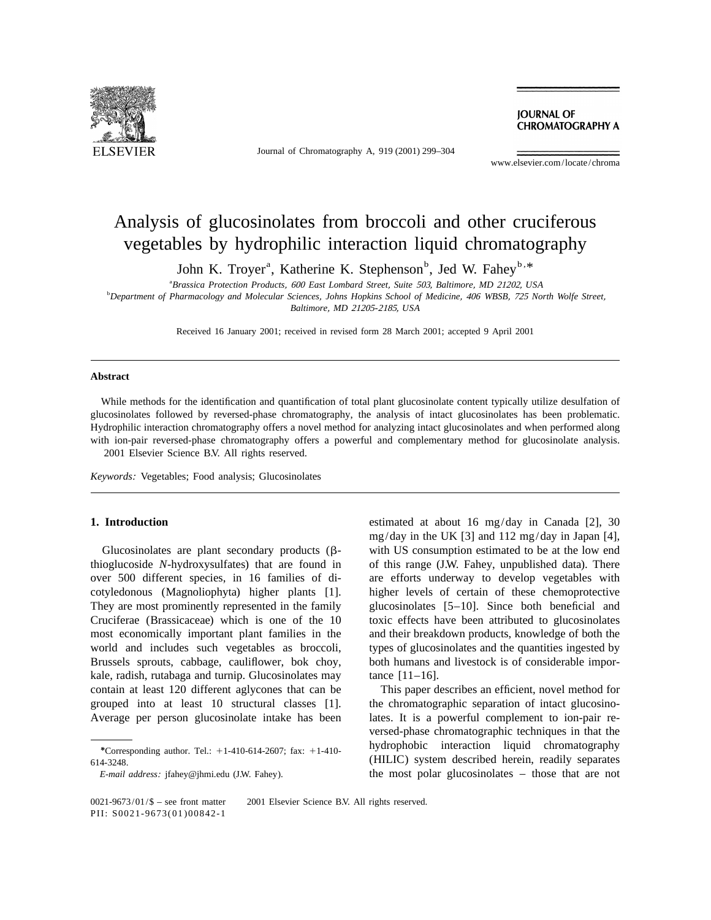# Analysis of glucosinolates from broccoli and other cruciferous vegetables by hydrophilic interaction liquid chromatography

John K. Troyer[a], Katherine K. Stephenson[b], Jed W. Fahey[b,*]

[a] *Brassica Protection Products, 600 East Lombard Street, Suite 503, Baltimore, MD 21202, USA*

[b] *Department of Pharmacology and Molecular Sciences, Johns Hopkins School of Medicine, 406 WBSB, 725 North Wolfe Street, Baltimore, MD 21205-2185, USA*

Received 16 January 2001; received in revised form 28 March 2001; accepted 9 April 2001

## Abstract

While methods for the identification and quantification of total plant glucosinolate content typically utilize desulfation of glucosinolates followed by reversed-phase chromatography, the analysis of intact glucosinolates has been problematic. Hydrophilic interaction chromatography offers a novel method for analyzing intact glucosinolates and when performed along with ion-pair reversed-phase chromatography offers a powerful and complementary method for glucosinolate analysis.
 2001 Elsevier Science B.V. All rights reserved.

*Keywords:* Vegetables; Food analysis; Glucosinolates

## 1. Introduction

Glucosinolates are plant secondary products (β-thioglucoside *N*-hydroxysulfates) that are found in over 500 different species, in 16 families of dicotyledonous (Magnoliophyta) higher plants [1]. They are most prominently represented in the family Cruciferae (Brassicaceae) which is one of the 10 most economically important plant families in the world and includes such vegetables as broccoli, Brussels sprouts, cabbage, cauliflower, bok choy, kale, radish, rutabaga and turnip. Glucosinolates may contain at least 120 different aglycones that can be grouped into at least 10 structural classes [1]. Average per person glucosinolate intake has been estimated at about 16 mg/day in Canada [2], 30 mg/day in the UK [3] and 112 mg/day in Japan [4], with US consumption estimated to be at the low end of this range (J.W. Fahey, unpublished data). There are efforts underway to develop vegetables with higher levels of certain of these chemoprotective glucosinolates [5–10]. Since both beneficial and toxic effects have been attributed to glucosinolates and their breakdown products, knowledge of both the types of glucosinolates and the quantities ingested by both humans and livestock is of considerable importance [11–16].

This paper describes an efficient, novel method for the chromatographic separation of intact glucosinolates. It is a powerful complement to ion-pair reversed-phase chromatographic techniques in that the hydrophobic interaction liquid chromatography (HILIC) system described herein, readily separates the most polar glucosinolates – those that are not

*Corresponding author. Tel.: +1-410-614-2607; fax: +1-410-614-3248.
*E-mail address:* jfahey@jhmi.edu (J.W. Fahey).

0021-9673/01/$ – see front matter  2001 Elsevier Science B.V. All rights reserved.
PII: S0021-9673(01)00842-1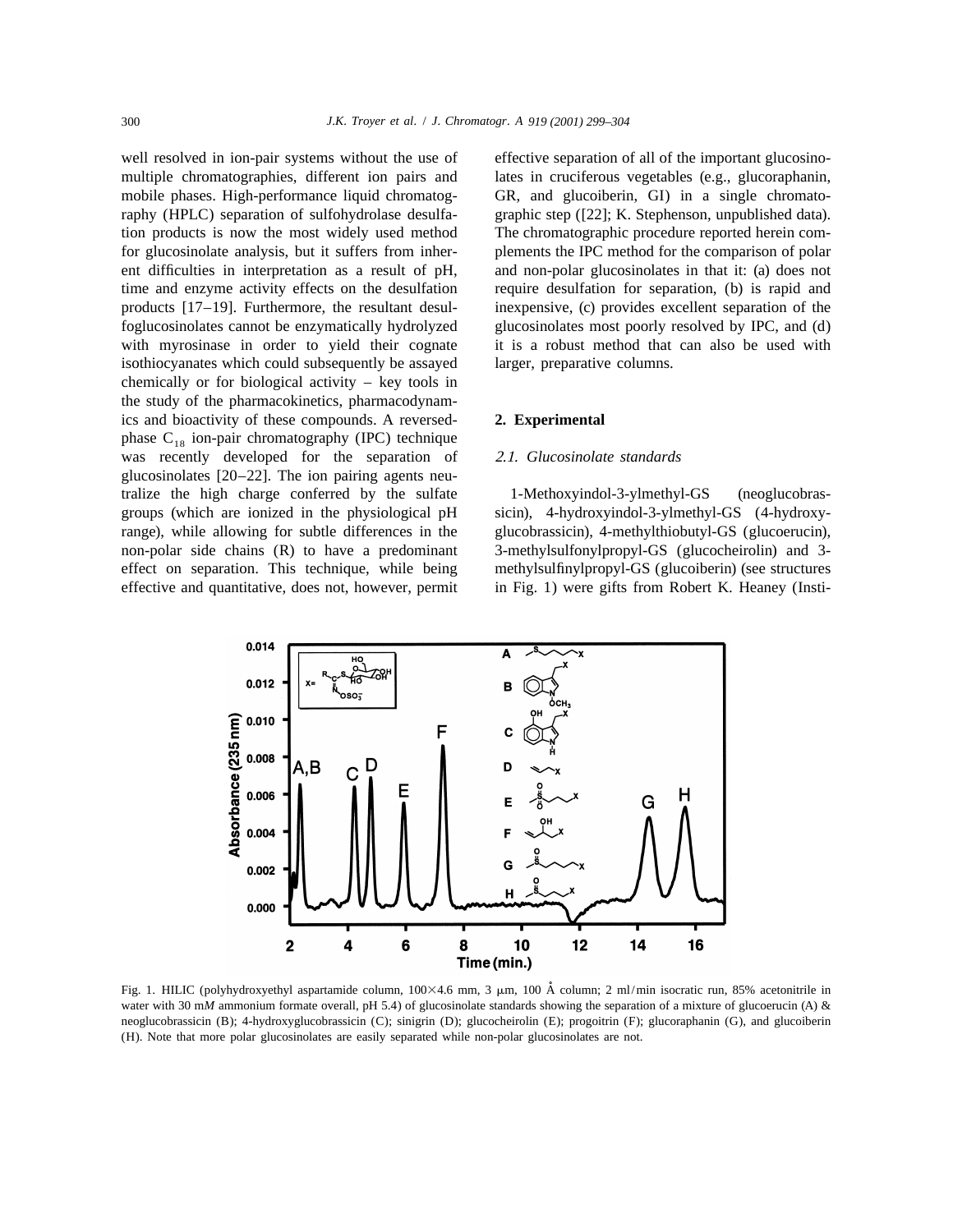well resolved in ion-pair systems without the use of multiple chromatographies, different ion pairs and mobile phases. High-performance liquid chromatography (HPLC) separation of sulfohydrolase desulfation products is now the most widely used method for glucosinolate analysis, but it suffers from inherent difficulties in interpretation as a result of pH, time and enzyme activity effects on the desulfation products [17–19]. Furthermore, the resultant desulfoglucosinolates cannot be enzymatically hydrolyzed with myrosinase in order to yield their cognate isothiocyanates which could subsequently be assayed chemically or for biological activity – key tools in the study of the pharmacokinetics, pharmacodynamics and bioactivity of these compounds. A reversed-phase $C_{18}$ ion-pair chromatography (IPC) technique was recently developed for the separation of glucosinolates [20–22]. The ion pairing agents neutralize the high charge conferred by the sulfate groups (which are ionized in the physiological pH range), while allowing for subtle differences in the non-polar side chains (R) to have a predominant effect on separation. This technique, while being effective and quantitative, does not, however, permit effective separation of all of the important glucosinolates in cruciferous vegetables (e.g., glucoraphanin, GR, and glucoiberin, GI) in a single chromatographic step ([22]; K. Stephenson, unpublished data). The chromatographic procedure reported herein complements the IPC method for the comparison of polar and non-polar glucosinolates in that it: (a) does not require desulfation for separation, (b) is rapid and inexpensive, (c) provides excellent separation of the glucosinolates most poorly resolved by IPC, and (d) it is a robust method that can also be used with larger, preparative columns.

## 2. Experimental

### 2.1. Glucosinolate standards

1-Methoxyindol-3-ylmethyl-GS (neoglucobrassicin), 4-hydroxyindol-3-ylmethyl-GS (4-hydroxyglucobrassicin), 4-methylthiobutyl-GS (glucoerucin), 3-methylsulfonylpropyl-GS (glucocheirolin) and 3-methylsulfinylpropyl-GS (glucoiberin) (see structures in Fig. 1) were gifts from Robert K. Heaney (Insti-

Fig. 1. HILIC (polyhydroxyethyl aspartamide column, 100×4.6 mm, 3 μm, 100 Å column; 2 ml/min isocratic run, 85% acetonitrile in water with 30 m*M* ammonium formate overall, pH 5.4) of glucosinolate standards showing the separation of a mixture of glucoerucin (A) & neoglucobrassicin (B); 4-hydroxyglucobrassicin (C); sinigrin (D); glucocheirolin (E); progoitrin (F); glucoraphanin (G), and glucoiberin (H). Note that more polar glucosinolates are easily separated while non-polar glucosinolates are not.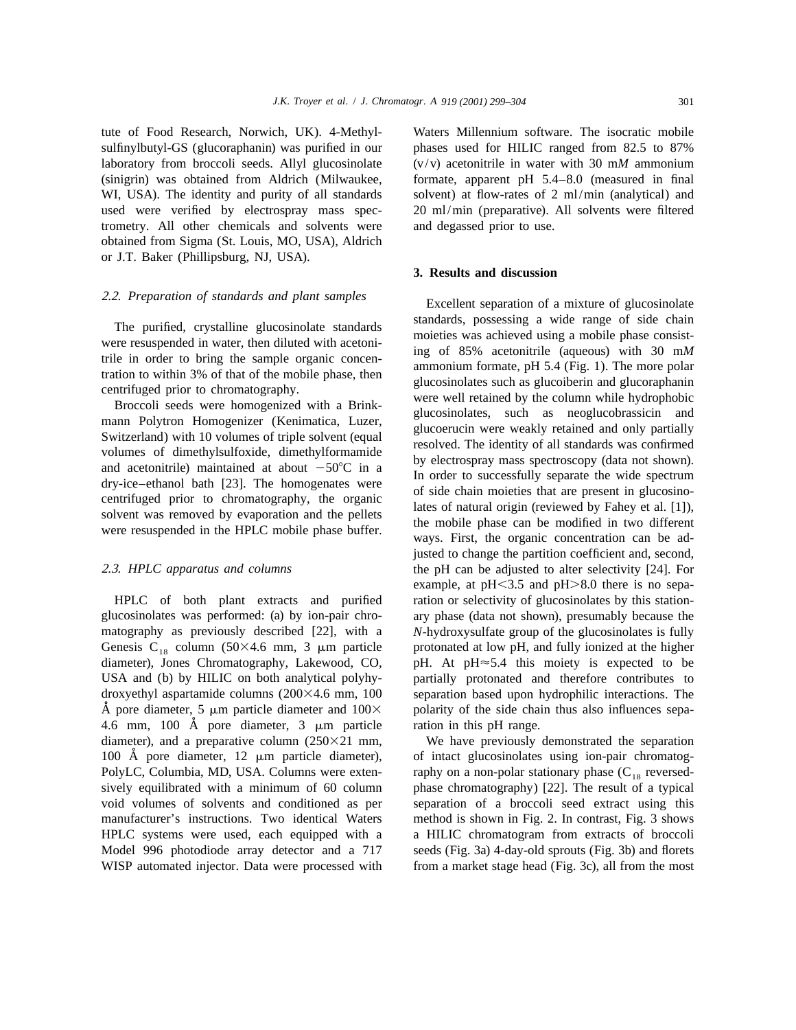tute of Food Research, Norwich, UK). 4-Methylsulfinylbutyl-GS (glucoraphanin) was purified in our laboratory from broccoli seeds. Allyl glucosinolate (sinigrin) was obtained from Aldrich (Milwaukee, WI, USA). The identity and purity of all standards used were verified by electrospray mass spectrometry. All other chemicals and solvents were obtained from Sigma (St. Louis, MO, USA), Aldrich or J.T. Baker (Phillipsburg, NJ, USA).

### *2.2. Preparation of standards and plant samples*

The purified, crystalline glucosinolate standards were resuspended in water, then diluted with acetonitrile in order to bring the sample organic concentration to within 3% of that of the mobile phase, then centrifuged prior to chromatography.

Broccoli seeds were homogenized with a Brinkmann Polytron Homogenizer (Kenimatica, Luzer, Switzerland) with 10 volumes of triple solvent (equal volumes of dimethylsulfoxide, dimethylformamide and acetonitrile) maintained at about $-50°C$ in a dry-ice–ethanol bath [23]. The homogenates were centrifuged prior to chromatography, the organic solvent was removed by evaporation and the pellets were resuspended in the HPLC mobile phase buffer.

### *2.3. HPLC apparatus and columns*

HPLC of both plant extracts and purified glucosinolates was performed: (a) by ion-pair chromatography as previously described [22], with a Genesis $C_{18}$ column (50×4.6 mm, 3 μm particle diameter), Jones Chromatography, Lakewood, CO, USA and (b) by HILIC on both analytical polyhydroxyethyl aspartamide columns (200×4.6 mm, 100 Å pore diameter, 5 μm particle diameter and 100× 4.6 mm, 100 Å pore diameter, 3 μm particle diameter), and a preparative column (250×21 mm, 100 Å pore diameter, 12 μm particle diameter), PolyLC, Columbia, MD, USA. Columns were extensively equilibrated with a minimum of 60 column void volumes of solvents and conditioned as per manufacturer's instructions. Two identical Waters HPLC systems were used, each equipped with a Model 996 photodiode array detector and a 717 WISP automated injector. Data were processed with Waters Millennium software. The isocratic mobile phases used for HILIC ranged from 82.5 to 87% (v/v) acetonitrile in water with 30 m*M* ammonium formate, apparent pH 5.4–8.0 (measured in final solvent) at flow-rates of 2 ml/min (analytical) and 20 ml/min (preparative). All solvents were filtered and degassed prior to use.

## 3. Results and discussion

Excellent separation of a mixture of glucosinolate standards, possessing a wide range of side chain moieties was achieved using a mobile phase consisting of 85% acetonitrile (aqueous) with 30 m*M* ammonium formate, pH 5.4 (Fig. 1). The more polar glucosinolates such as glucoiberin and glucoraphanin were well retained by the column while hydrophobic glucosinolates, such as neoglucobrassicin and glucoerucin were weakly retained and only partially resolved. The identity of all standards was confirmed by electrospray mass spectroscopy (data not shown). In order to successfully separate the wide spectrum of side chain moieties that are present in glucosinolates of natural origin (reviewed by Fahey et al. [1]), the mobile phase can be modified in two different ways. First, the organic concentration can be adjusted to change the partition coefficient and, second, the pH can be adjusted to alter selectivity [24]. For example, at $pH<3.5$ and $pH>8.0$ there is no separation or selectivity of glucosinolates by this stationary phase (data not shown), presumably because the *N*-hydroxysulfate group of the glucosinolates is fully protonated at low pH, and fully ionized at the higher pH. At $pH\approx5.4$ this moiety is expected to be partially protonated and therefore contributes to separation based upon hydrophilic interactions. The polarity of the side chain thus also influences separation in this pH range.

We have previously demonstrated the separation of intact glucosinolates using ion-pair chromatography on a non-polar stationary phase ($C_{18}$ reversed-phase chromatography) [22]. The result of a typical separation of a broccoli seed extract using this method is shown in Fig. 2. In contrast, Fig. 3 shows a HILIC chromatogram from extracts of broccoli seeds (Fig. 3a) 4-day-old sprouts (Fig. 3b) and florets from a market stage head (Fig. 3c), all from the most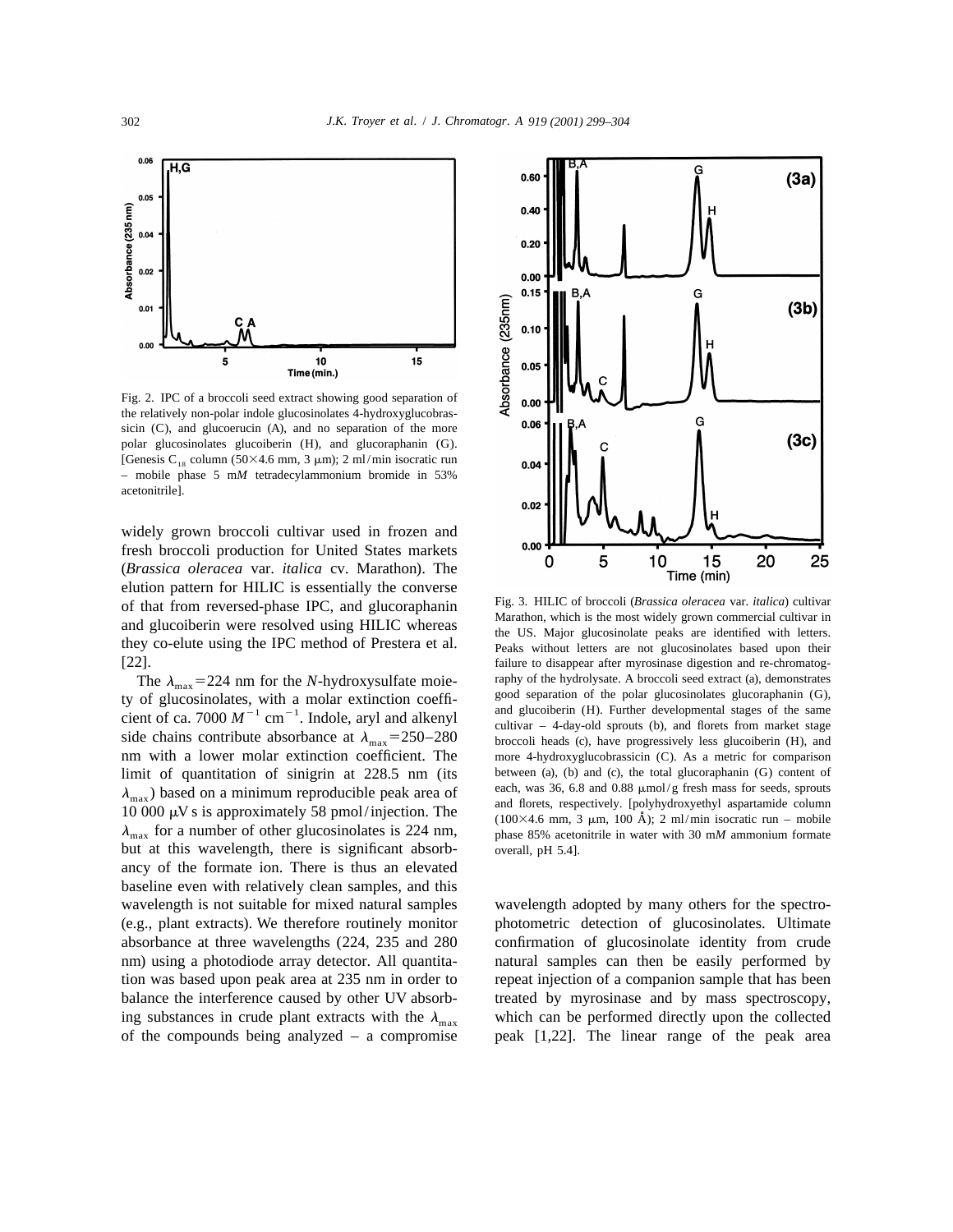Fig. 2. IPC of a broccoli seed extract showing good separation of the relatively non-polar indole glucosinolates 4-hydroxyglucobrassicin (C), and glucoerucin (A), and no separation of the more polar glucosinolates glucoiberin (H), and glucoraphanin (G). [Genesis $C_{18}$ column (50×4.6 mm, 3 μm); 2 ml/min isocratic run – mobile phase 5 m*M* tetradecylammonium bromide in 53% acetonitrile].

widely grown broccoli cultivar used in frozen and fresh broccoli production for United States markets (*Brassica oleracea* var. *italica* cv. Marathon). The elution pattern for HILIC is essentially the converse of that from reversed-phase IPC, and glucoraphanin and glucoiberin were resolved using HILIC whereas they co-elute using the IPC method of Prestera et al. [22].

The $\lambda_{max}$=224 nm for the *N*-hydroxysulfate moiety of glucosinolates, with a molar extinction coefficient of ca. 7000 $M^{-1}$ $cm^{-1}$. Indole, aryl and alkenyl side chains contribute absorbance at $\lambda_{max}$=250–280 nm with a lower molar extinction coefficient. The limit of quantitation of sinigrin at 228.5 nm (its $\lambda_{max}$) based on a minimum reproducible peak area of 10 000 μV s is approximately 58 pmol/injection. The $\lambda_{max}$ for a number of other glucosinolates is 224 nm, but at this wavelength, there is significant absorbancy of the formate ion. There is thus an elevated baseline even with relatively clean samples, and this wavelength is not suitable for mixed natural samples (e.g., plant extracts). We therefore routinely monitor absorbance at three wavelengths (224, 235 and 280 nm) using a photodiode array detector. All quantitation was based upon peak area at 235 nm in order to balance the interference caused by other UV absorbing substances in crude plant extracts with the $\lambda_{max}$ of the compounds being analyzed – a compromise wavelength adopted by many others for the spectrophotometric detection of glucosinolates. Ultimate confirmation of glucosinolate identity from crude natural samples can then be easily performed by repeat injection of a companion sample that has been treated by myrosinase and by mass spectroscopy, which can be performed directly upon the collected peak [1,22]. The linear range of the peak area

Fig. 3. HILIC of broccoli (*Brassica oleracea* var. *italica*) cultivar Marathon, which is the most widely grown commercial cultivar in the US. Major glucosinolate peaks are identified with letters. Peaks without letters are not glucosinolates based upon their failure to disappear after myrosinase digestion and re-chromatography of the hydrolysate. A broccoli seed extract (a), demonstrates good separation of the polar glucosinolates glucoraphanin (G), and glucoiberin (H). Further developmental stages of the same cultivar – 4-day-old sprouts (b), and florets from market stage broccoli heads (c), have progressively less glucoiberin (H), and more 4-hydroxyglucobrassicin (C). As a metric for comparison between (a), (b) and (c), the total glucoraphanin (G) content of each, was 36, 6.8 and 0.88 μmol/g fresh mass for seeds, sprouts and florets, respectively. [polyhydroxyethyl aspartamide column (100×4.6 mm, 3 μm, 100 Å); 2 ml/min isocratic run – mobile phase 85% acetonitrile in water with 30 m*M* ammonium formate overall, pH 5.4].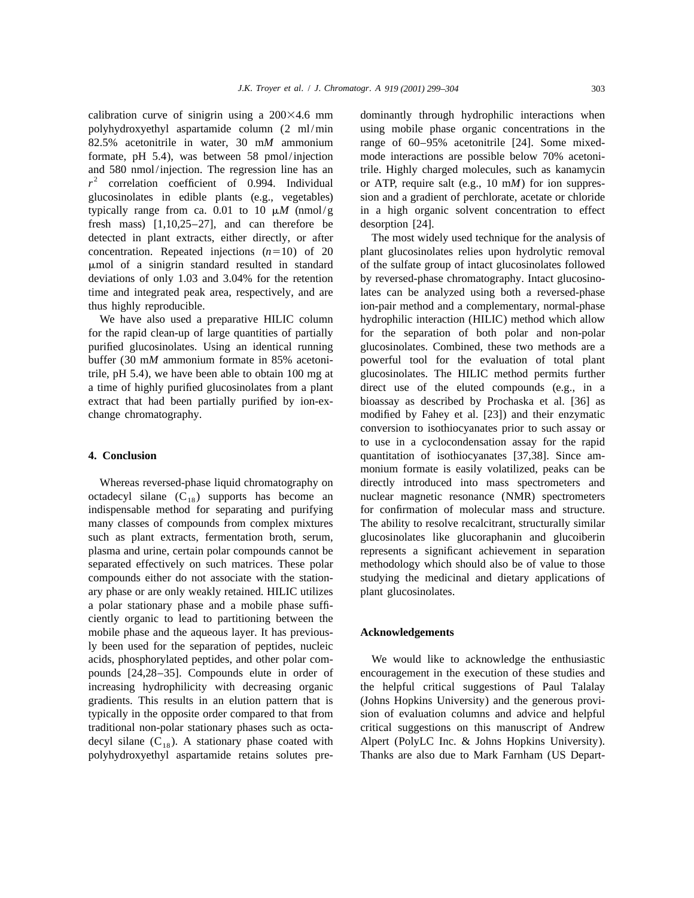calibration curve of sinigrin using a 200×4.6 mm polyhydroxyethyl aspartamide column (2 ml/min 82.5% acetonitrile in water, 30 m*M* ammonium formate, pH 5.4), was between 58 pmol/injection and 580 nmol/injection. The regression line has an $r^2$ correlation coefficient of 0.994. Individual glucosinolates in edible plants (e.g., vegetables) typically range from ca. 0.01 to 10 μ*M* (nmol/g fresh mass) [1,10,25–27], and can therefore be detected in plant extracts, either directly, or after concentration. Repeated injections ($n=10$) of 20 μmol of a sinigrin standard resulted in standard deviations of only 1.03 and 3.04% for the retention time and integrated peak area, respectively, and are thus highly reproducible.

We have also used a preparative HILIC column for the rapid clean-up of large quantities of partially purified glucosinolates. Using an identical running buffer (30 m*M* ammonium formate in 85% acetonitrile, pH 5.4), we have been able to obtain 100 mg at a time of highly purified glucosinolates from a plant extract that had been partially purified by ion-exchange chromatography.

## 4. Conclusion

Whereas reversed-phase liquid chromatography on octadecyl silane ($C_{18}$) supports has become an indispensable method for separating and purifying many classes of compounds from complex mixtures such as plant extracts, fermentation broth, serum, plasma and urine, certain polar compounds cannot be separated effectively on such matrices. These polar compounds either do not associate with the stationary phase or are only weakly retained. HILIC utilizes a polar stationary phase and a mobile phase sufficiently organic to lead to partitioning between the mobile phase and the aqueous layer. It has previously been used for the separation of peptides, nucleic acids, phosphorylated peptides, and other polar compounds [24,28–35]. Compounds elute in order of increasing hydrophilicity with decreasing organic gradients. This results in an elution pattern that is typically in the opposite order compared to that from traditional non-polar stationary phases such as octadecyl silane ($C_{18}$). A stationary phase coated with polyhydroxyethyl aspartamide retains solutes predominantly through hydrophilic interactions when using mobile phase organic concentrations in the range of 60–95% acetonitrile [24]. Some mixed-mode interactions are possible below 70% acetonitrile. Highly charged molecules, such as kanamycin or ATP, require salt (e.g., 10 m*M*) for ion suppression and a gradient of perchlorate, acetate or chloride in a high organic solvent concentration to effect desorption [24].

The most widely used technique for the analysis of plant glucosinolates relies upon hydrolytic removal of the sulfate group of intact glucosinolates followed by reversed-phase chromatography. Intact glucosinolates can be analyzed using both a reversed-phase ion-pair method and a complementary, normal-phase hydrophilic interaction (HILIC) method which allow for the separation of both polar and non-polar glucosinolates. Combined, these two methods are a powerful tool for the evaluation of total plant glucosinolates. The HILIC method permits further direct use of the eluted compounds (e.g., in a bioassay as described by Prochaska et al. [36] as modified by Fahey et al. [23]) and their enzymatic conversion to isothiocyanates prior to such assay or to use in a cyclocondensation assay for the rapid quantitation of isothiocyanates [37,38]. Since ammonium formate is easily volatilized, peaks can be directly introduced into mass spectrometers and nuclear magnetic resonance (NMR) spectrometers for confirmation of molecular mass and structure. The ability to resolve recalcitrant, structurally similar glucosinolates like glucoraphanin and glucoiberin represents a significant achievement in separation methodology which should also be of value to those studying the medicinal and dietary applications of plant glucosinolates.

## Acknowledgements

We would like to acknowledge the enthusiastic encouragement in the execution of these studies and the helpful critical suggestions of Paul Talalay (Johns Hopkins University) and the generous provision of evaluation columns and advice and helpful critical suggestions on this manuscript of Andrew Alpert (PolyLC Inc. & Johns Hopkins University). Thanks are also due to Mark Farnham (US Depart-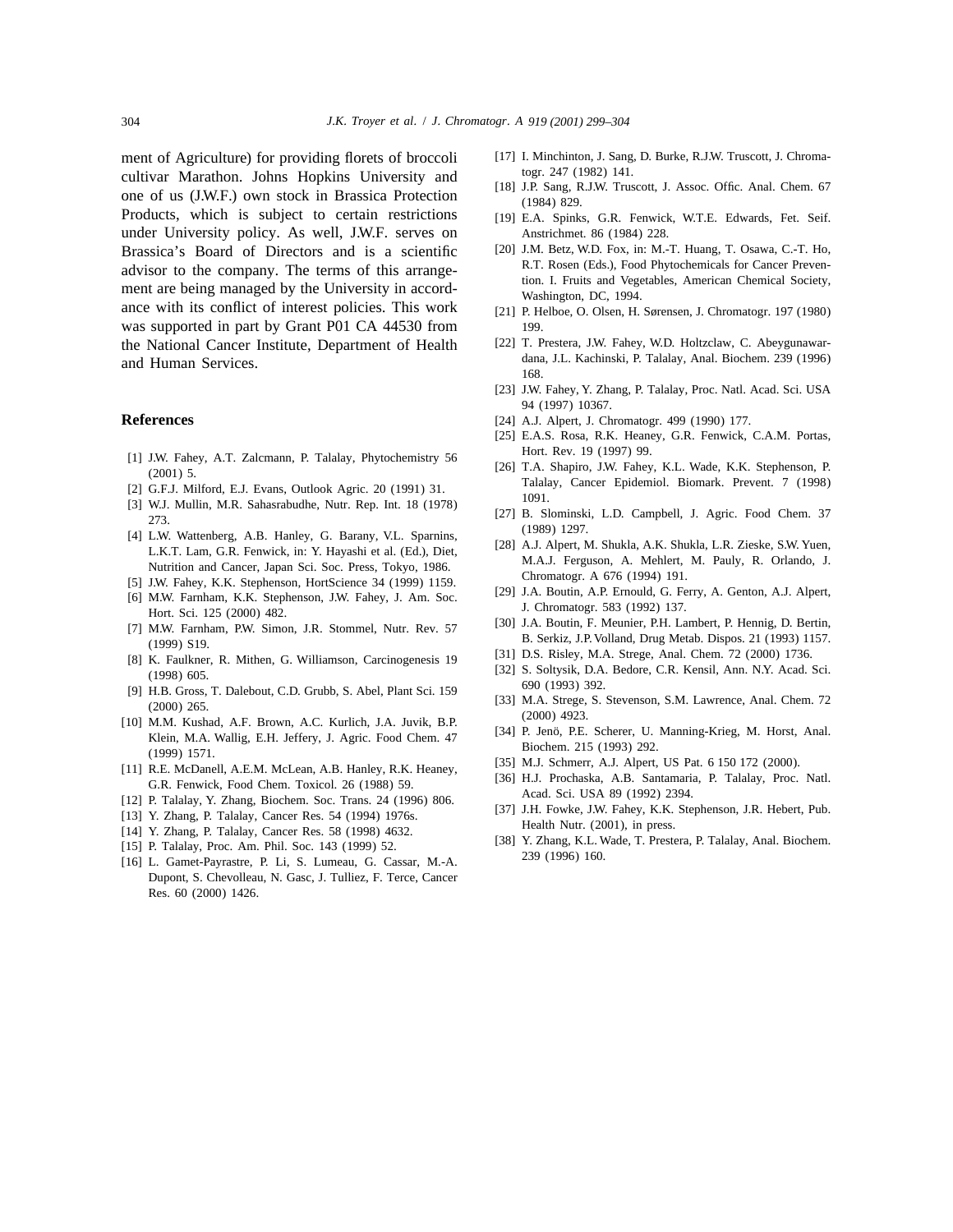ment of Agriculture) for providing florets of broccoli cultivar Marathon. Johns Hopkins University and one of us (J.W.F.) own stock in Brassica Protection Products, which is subject to certain restrictions under University policy. As well, J.W.F. serves on Brassica's Board of Directors and is a scientific advisor to the company. The terms of this arrangement are being managed by the University in accordance with its conflict of interest policies. This work was supported in part by Grant P01 CA 44530 from the National Cancer Institute, Department of Health and Human Services.

## References

[1] J.W. Fahey, A.T. Zalcmann, P. Talalay, Phytochemistry 56 (2001) 5.

[2] G.F.J. Milford, E.J. Evans, Outlook Agric. 20 (1991) 31.

[3] W.J. Mullin, M.R. Sahasrabudhe, Nutr. Rep. Int. 18 (1978) 273.

[4] L.W. Wattenberg, A.B. Hanley, G. Barany, V.L. Sparnins, L.K.T. Lam, G.R. Fenwick, in: Y. Hayashi et al. (Ed.), Diet, Nutrition and Cancer, Japan Sci. Soc. Press, Tokyo, 1986.

[5] J.W. Fahey, K.K. Stephenson, HortScience 34 (1999) 1159.

[6] M.W. Farnham, K.K. Stephenson, J.W. Fahey, J. Am. Soc. Hort. Sci. 125 (2000) 482.

[7] M.W. Farnham, P.W. Simon, J.R. Stommel, Nutr. Rev. 57 (1999) S19.

[8] K. Faulkner, R. Mithen, G. Williamson, Carcinogenesis 19 (1998) 605.

[9] H.B. Gross, T. Dalebout, C.D. Grubb, S. Abel, Plant Sci. 159 (2000) 265.

[10] M.M. Kushad, A.F. Brown, A.C. Kurlich, J.A. Juvik, B.P. Klein, M.A. Wallig, E.H. Jeffery, J. Agric. Food Chem. 47 (1999) 1571.

[11] R.E. McDanell, A.E.M. McLean, A.B. Hanley, R.K. Heaney, G.R. Fenwick, Food Chem. Toxicol. 26 (1988) 59.

[12] P. Talalay, Y. Zhang, Biochem. Soc. Trans. 24 (1996) 806.

[13] Y. Zhang, P. Talalay, Cancer Res. 54 (1994) 1976s.

[14] Y. Zhang, P. Talalay, Cancer Res. 58 (1998) 4632.

[15] P. Talalay, Proc. Am. Phil. Soc. 143 (1999) 52.

[16] L. Gamet-Payrastre, P. Li, S. Lumeau, G. Cassar, M.-A. Dupont, S. Chevolleau, N. Gasc, J. Tulliez, F. Terce, Cancer Res. 60 (2000) 1426.

[17] I. Minchinton, J. Sang, D. Burke, R.J.W. Truscott, J. Chromatogr. 247 (1982) 141.

[18] J.P. Sang, R.J.W. Truscott, J. Assoc. Offic. Anal. Chem. 67 (1984) 829.

[19] E.A. Spinks, G.R. Fenwick, W.T.E. Edwards, Fet. Seif. Anstrichmet. 86 (1984) 228.

[20] J.M. Betz, W.D. Fox, in: M.-T. Huang, T. Osawa, C.-T. Ho, R.T. Rosen (Eds.), Food Phytochemicals for Cancer Prevention. I. Fruits and Vegetables, American Chemical Society, Washington, DC, 1994.

[21] P. Helboe, O. Olsen, H. Sørensen, J. Chromatogr. 197 (1980) 199.

[22] T. Prestera, J.W. Fahey, W.D. Holtzclaw, C. Abeygunawardana, J.L. Kachinski, P. Talalay, Anal. Biochem. 239 (1996) 168.

[23] J.W. Fahey, Y. Zhang, P. Talalay, Proc. Natl. Acad. Sci. USA 94 (1997) 10367.

[24] A.J. Alpert, J. Chromatogr. 499 (1990) 177.

[25] E.A.S. Rosa, R.K. Heaney, G.R. Fenwick, C.A.M. Portas, Hort. Rev. 19 (1997) 99.

[26] T.A. Shapiro, J.W. Fahey, K.L. Wade, K.K. Stephenson, P. Talalay, Cancer Epidemiol. Biomark. Prevent. 7 (1998) 1091.

[27] B. Slominski, L.D. Campbell, J. Agric. Food Chem. 37 (1989) 1297.

[28] A.J. Alpert, M. Shukla, A.K. Shukla, L.R. Zieske, S.W. Yuen, M.A.J. Ferguson, A. Mehlert, M. Pauly, R. Orlando, J. Chromatogr. A 676 (1994) 191.

[29] J.A. Boutin, A.P. Ernould, G. Ferry, A. Genton, A.J. Alpert, J. Chromatogr. 583 (1992) 137.

[30] J.A. Boutin, F. Meunier, P.H. Lambert, P. Hennig, D. Bertin, B. Serkiz, J.P. Volland, Drug Metab. Dispos. 21 (1993) 1157.

[31] D.S. Risley, M.A. Strege, Anal. Chem. 72 (2000) 1736.

[32] S. Soltysik, D.A. Bedore, C.R. Kensil, Ann. N.Y. Acad. Sci. 690 (1993) 392.

[33] M.A. Strege, S. Stevenson, S.M. Lawrence, Anal. Chem. 72 (2000) 4923.

[34] P. Jenö, P.E. Scherer, U. Manning-Krieg, M. Horst, Anal. Biochem. 215 (1993) 292.

[35] M.J. Schmerr, A.J. Alpert, US Pat. 6 150 172 (2000).

[36] H.J. Prochaska, A.B. Santamaria, P. Talalay, Proc. Natl. Acad. Sci. USA 89 (1992) 2394.

[37] J.H. Fowke, J.W. Fahey, K.K. Stephenson, J.R. Hebert, Pub. Health Nutr. (2001), in press.

[38] Y. Zhang, K.L. Wade, T. Prestera, P. Talalay, Anal. Biochem. 239 (1996) 160.